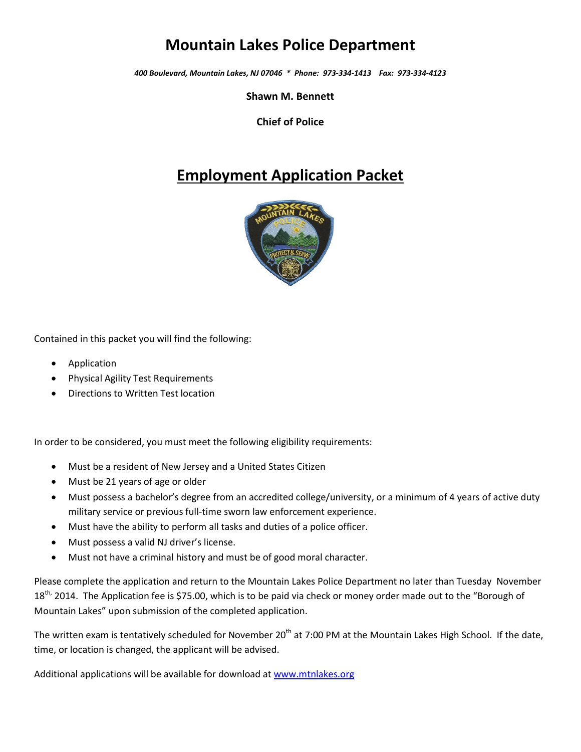# Mountain Lakes Police Department

*400 Boulevard, Mountain Lakes, NJ 07046 * Phone: 973-334-1413 Fax: 973-334-4123*

**Shawn M. Bennett**

**Chief of Police**

## Employment Application Packet

Contained in this packet you will find the following:

- Application
- Physical Agility Test Requirements
- Directions to Written Test location

In order to be considered, you must meet the following eligibility requirements:

- Must be a resident of New Jersey and a United States Citizen
- Must be 21 years of age or older
- Must possess a bachelor's degree from an accredited college/university, or a minimum of 4 years of active duty military service or previous full-time sworn law enforcement experience.
- Must have the ability to perform all tasks and duties of a police officer.
- Must possess a valid NJ driver's license.
- Must not have a criminal history and must be of good moral character.

Please complete the application and return to the Mountain Lakes Police Department no later than Tuesday November 18th, 2014. The Application fee is $75.00, which is to be paid via check or money order made out to the "Borough of Mountain Lakes" upon submission of the completed application.

The written exam is tentatively scheduled for November 20th at 7:00 PM at the Mountain Lakes High School. If the date, time, or location is changed, the applicant will be advised.

Additional applications will be available for download at [www.mtnlakes.org](http://www.mtnlakes.org)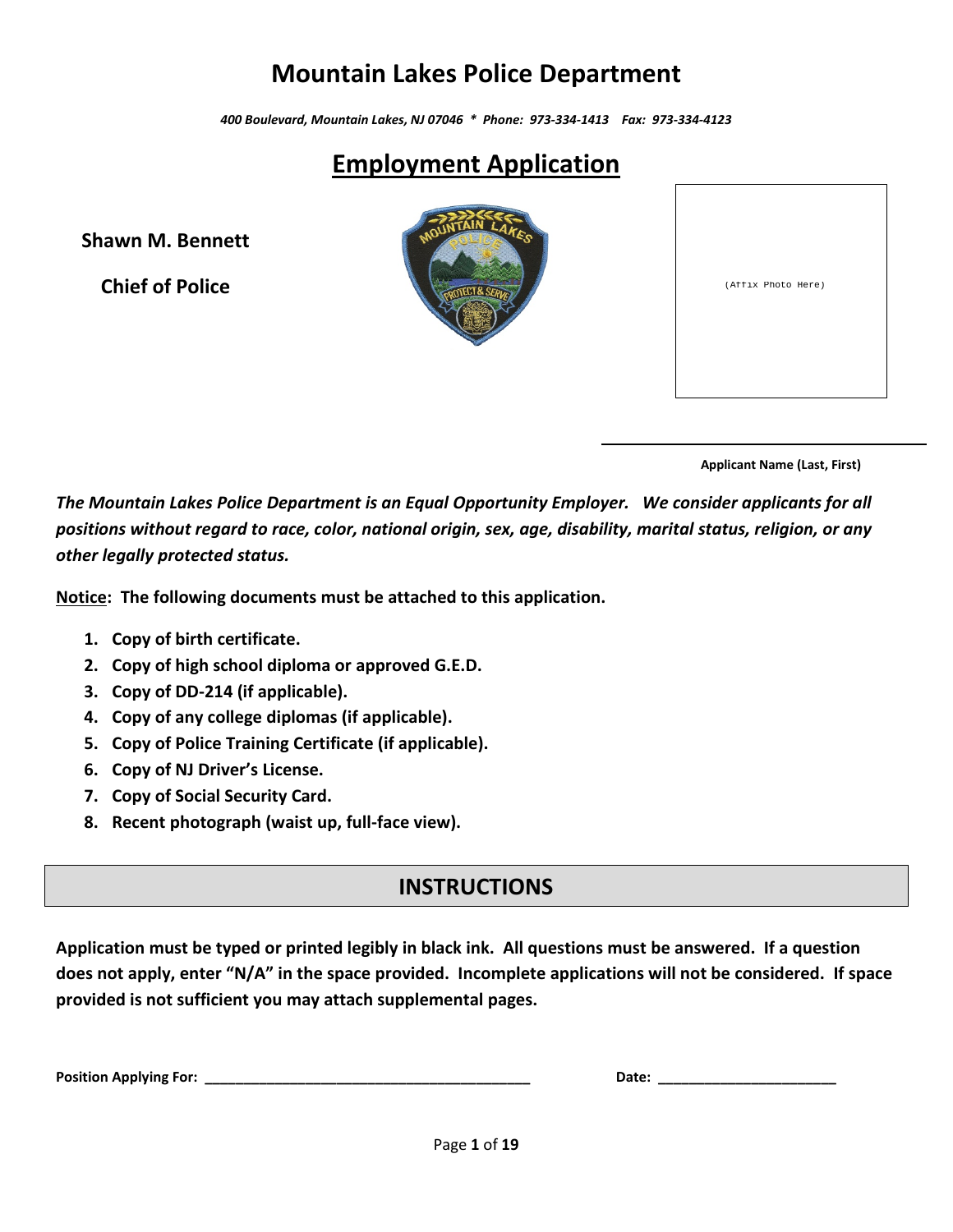# Mountain Lakes Police Department

*400 Boulevard, Mountain Lakes, NJ 07046 * Phone: 973-334-1413 Fax: 973-334-4123*

## Employment Application

**Shawn M. Bennett**

**Chief of Police**

(Affix Photo Here)

______________________________

**Applicant Name (Last, First)**

***The Mountain Lakes Police Department is an Equal Opportunity Employer. We consider applicants for all positions without regard to race, color, national origin, sex, age, disability, marital status, religion, or any other legally protected status.***

**Notice: The following documents must be attached to this application.**

1. **Copy of birth certificate.**
2. **Copy of high school diploma or approved G.E.D.**
3. **Copy of DD-214 (if applicable).**
4. **Copy of any college diplomas (if applicable).**
5. **Copy of Police Training Certificate (if applicable).**
6. **Copy of NJ Driver's License.**
7. **Copy of Social Security Card.**
8. **Recent photograph (waist up, full-face view).**

## INSTRUCTIONS

**Application must be typed or printed legibly in black ink. All questions must be answered. If a question does not apply, enter "N/A" in the space provided. Incomplete applications will not be considered. If space provided is not sufficient you may attach supplemental pages.**

**Position Applying For:** ____________________________________________ **Date:** ________________________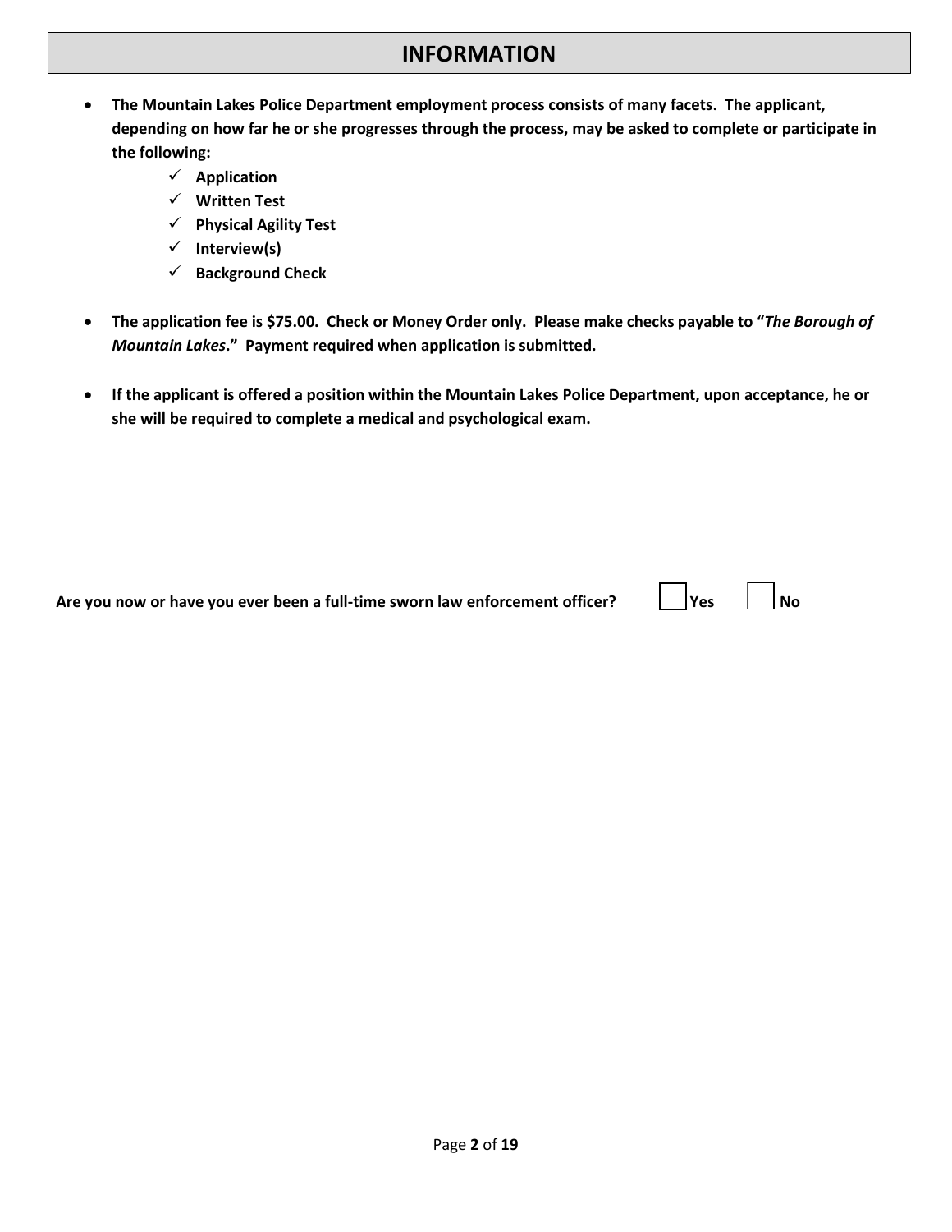# INFORMATION

- **The Mountain Lakes Police Department employment process consists of many facets. The applicant, depending on how far he or she progresses through the process, may be asked to complete or participate in the following:**
  - ✓ **Application**
  - ✓ **Written Test**
  - ✓ **Physical Agility Test**
  - ✓ **Interview(s)**
  - ✓ **Background Check**

- **The application fee is $75.00. Check or Money Order only. Please make checks payable to "*The Borough of Mountain Lakes*." Payment required when application is submitted.**

- **If the applicant is offered a position within the Mountain Lakes Police Department, upon acceptance, he or she will be required to complete a medical and psychological exam.**

**Are you now or have you ever been a full-time sworn law enforcement officer?** ☐ **Yes** ☐ **No**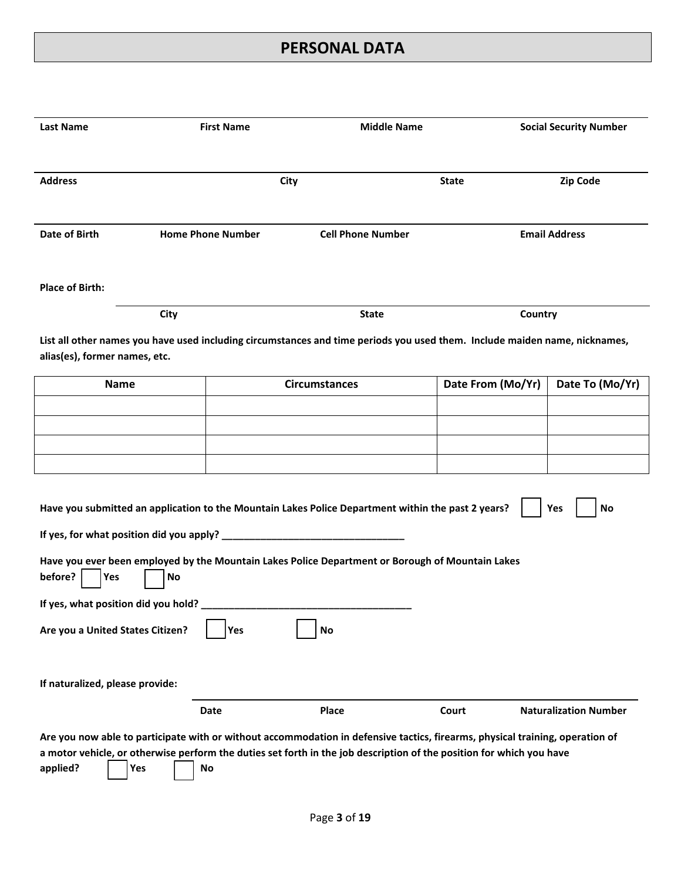# PERSONAL DATA

| Last Name | First Name | Middle Name | Social Security Number |
|---|---|---|---|
| | | | |

| Address | City | State | Zip Code |
|---|---|---|---|
| | | | |

| Date of Birth | Home Phone Number | Cell Phone Number | Email Address |
|---|---|---|---|
| | | | |

**Place of Birth:**

| City | State | Country |
|---|---|---|
| | | |

**List all other names you have used including circumstances and time periods you used them. Include maiden name, nicknames, alias(es), former names, etc.**

| Name | Circumstances | Date From (Mo/Yr) | Date To (Mo/Yr) |
|---|---|---|---|
| | | | |
| | | | |
| | | | |
| | | | |

**Have you submitted an application to the Mountain Lakes Police Department within the past 2 years?** ☐ **Yes** ☐ **No**

**If yes, for what position did you apply?** _______________________________

**Have you ever been employed by the Mountain Lakes Police Department or Borough of Mountain Lakes before?** ☐ **Yes** ☐ **No**

**If yes, what position did you hold?** _____________________________________

**Are you a United States Citizen?** ☐ **Yes** ☐ **No**

**If naturalized, please provide:**

| Date | Place | Court | Naturalization Number |
|---|---|---|---|
| | | | |

**Are you now able to participate with or without accommodation in defensive tactics, firearms, physical training, operation of a motor vehicle, or otherwise perform the duties set forth in the job description of the position for which you have applied?** ☐ **Yes** ☐ **No**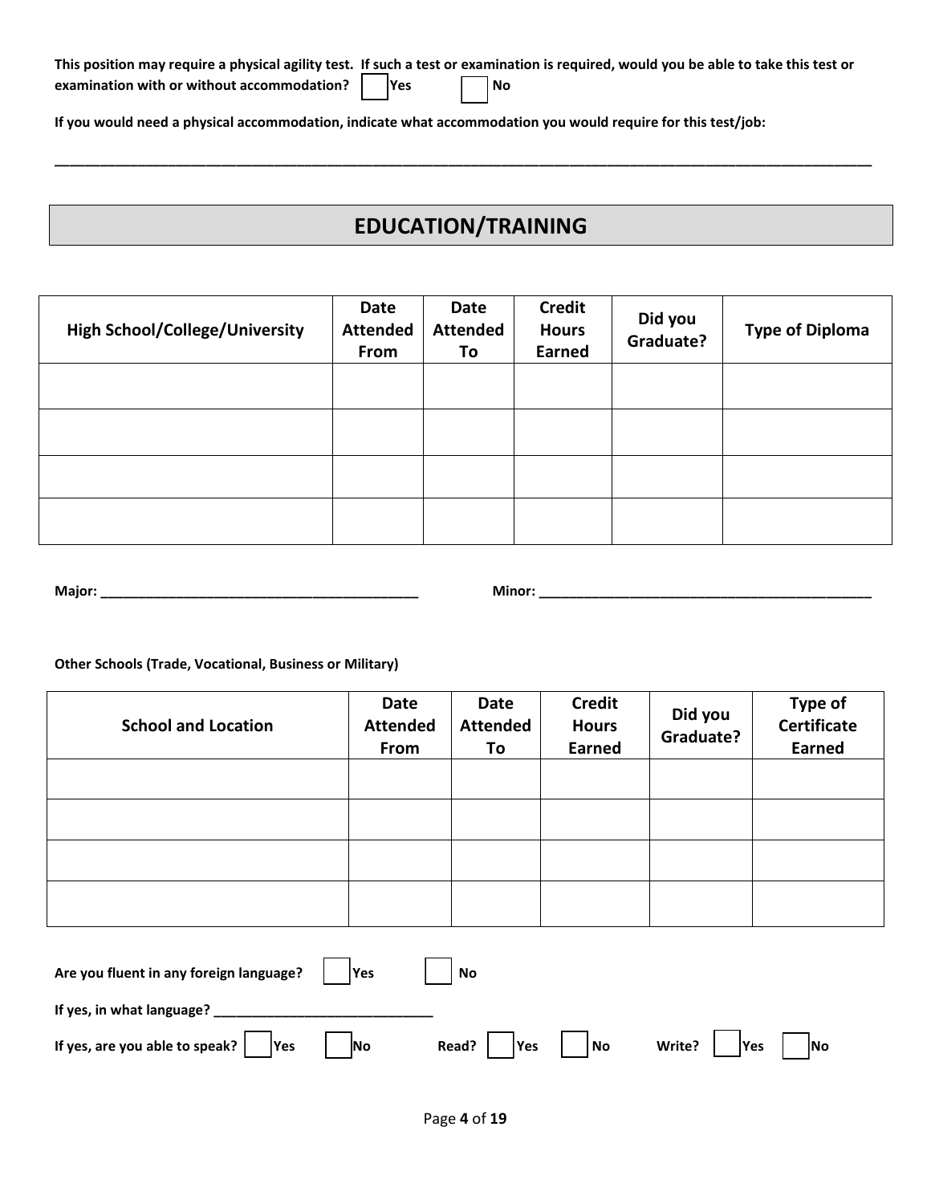**This position may require a physical agility test. If such a test or examination is required, would you be able to take this test or examination with or without accommodation?** ☐ **Yes** ☐ **No**

**If you would need a physical accommodation, indicate what accommodation you would require for this test/job:**

______________________________________________________________________________________________________

## EDUCATION/TRAINING

| High School/College/University | Date Attended From | Date Attended To | Credit Hours Earned | Did you Graduate? | Type of Diploma |
|---|---|---|---|---|---|
| | | | | | |
| | | | | | |
| | | | | | |
| | | | | | |

**Major:** ___________________________________________ **Minor:** _____________________________________________

**Other Schools (Trade, Vocational, Business or Military)**

| School and Location | Date Attended From | Date Attended To | Credit Hours Earned | Did you Graduate? | Type of Certificate Earned |
|---|---|---|---|---|---|
| | | | | | |
| | | | | | |
| | | | | | |
| | | | | | |

**Are you fluent in any foreign language?** ☐ **Yes** ☐ **No**

**If yes, in what language?** ______________________________

**If yes, are you able to speak?** ☐ **Yes** ☐ **No** **Read?** ☐ **Yes** ☐ **No** **Write?** ☐ **Yes** ☐ **No**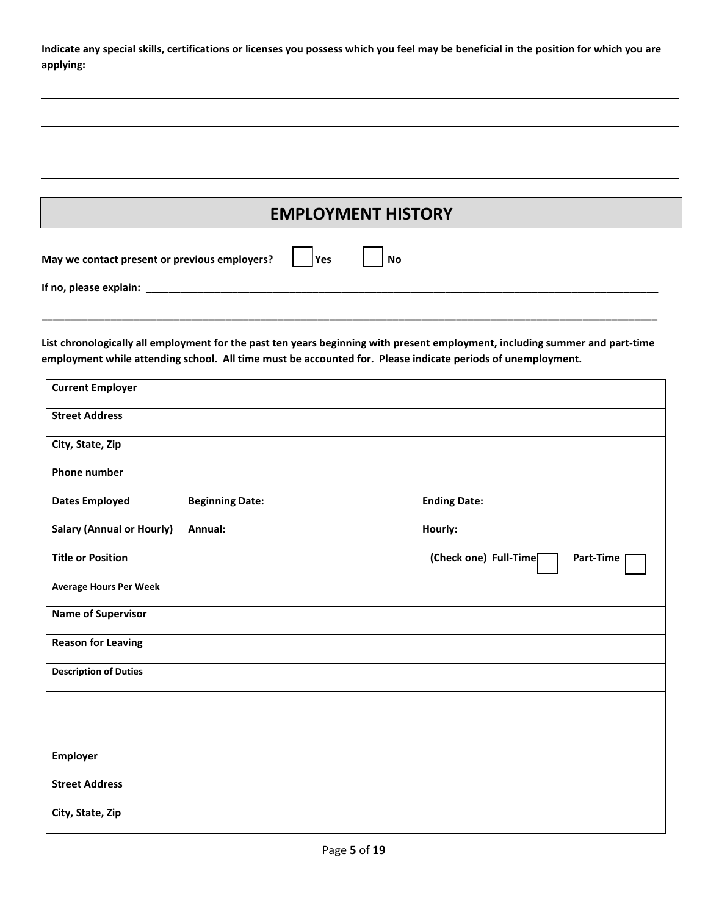**Indicate any special skills, certifications or licenses you possess which you feel may be beneficial in the position for which you are applying:**

______________________________________________________________________________

______________________________________________________________________________

______________________________________________________________________________

______________________________________________________________________________

## EMPLOYMENT HISTORY

**May we contact present or previous employers?** ☐ **Yes** ☐ **No**

**If no, please explain:** ______________________________________________________________________________

______________________________________________________________________________

**List chronologically all employment for the past ten years beginning with present employment, including summer and part-time employment while attending school. All time must be accounted for. Please indicate periods of unemployment.**

| **Current Employer** | | |
|---|---|---|
| **Street Address** | | |
| **City, State, Zip** | | |
| **Phone number** | | |
| **Dates Employed** | **Beginning Date:** | **Ending Date:** |
| **Salary (Annual or Hourly)** | **Annual:** | **Hourly:** |
| **Title or Position** | | **(Check one) Full-Time** ☐ **Part-Time** ☐ |
| **Average Hours Per Week** | | |
| **Name of Supervisor** | | |
| **Reason for Leaving** | | |
| **Description of Duties** | | |
| | | |
| | | |
| **Employer** | | |
| **Street Address** | | |
| **City, State, Zip** | | |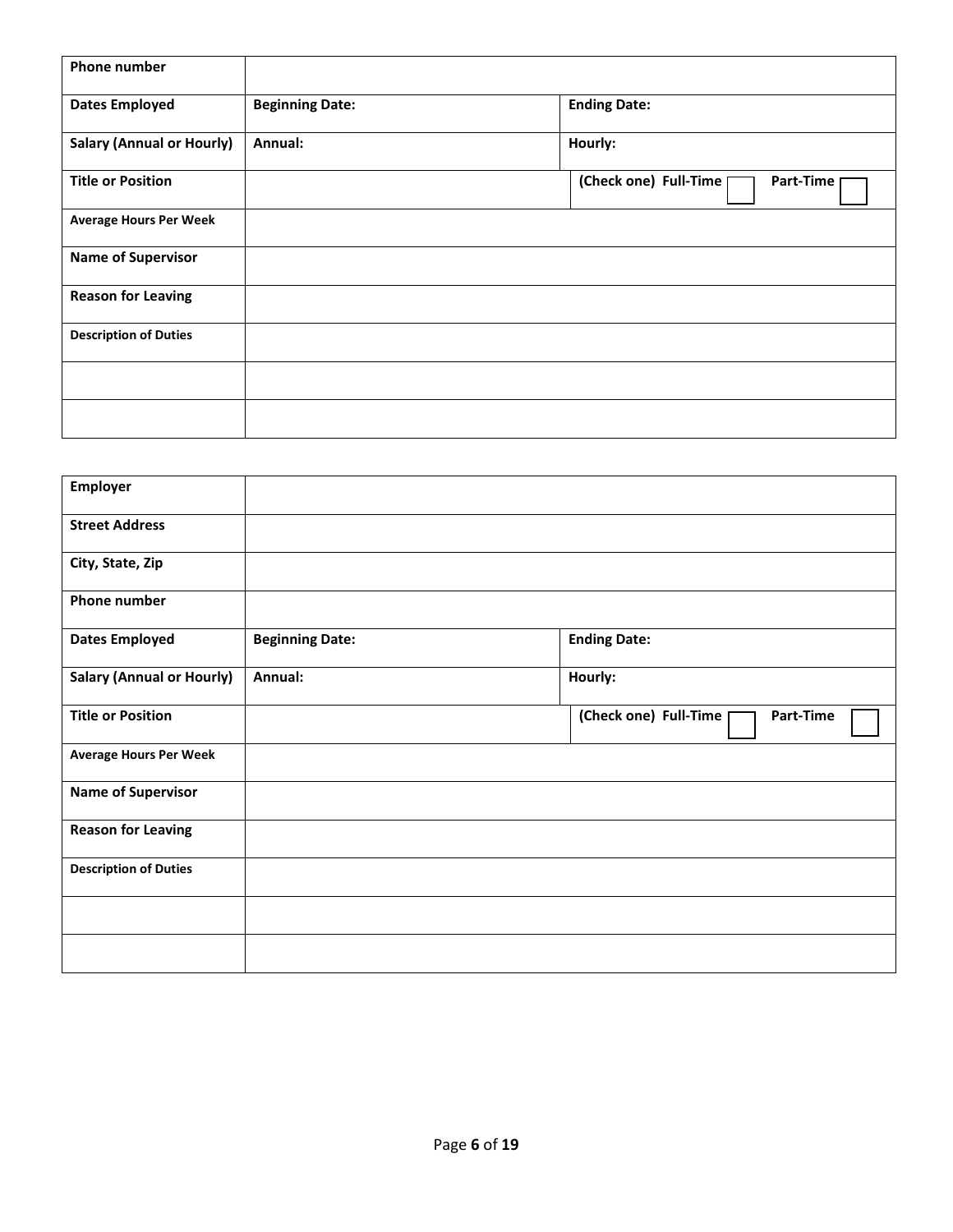| Phone number | | |
|---|---|---|
| Dates Employed | Beginning Date: | Ending Date: |
| Salary (Annual or Hourly) | Annual: | Hourly: |
| Title or Position | | (Check one) Full-Time ☐ Part-Time ☐ |
| Average Hours Per Week | | |
| Name of Supervisor | | |
| Reason for Leaving | | |
| Description of Duties | | |
| | | |
| | | |

| Employer | | |
|---|---|---|
| Street Address | | |
| City, State, Zip | | |
| Phone number | | |
| Dates Employed | Beginning Date: | Ending Date: |
| Salary (Annual or Hourly) | Annual: | Hourly: |
| Title or Position | | (Check one) Full-Time ☐ Part-Time ☐ |
| Average Hours Per Week | | |
| Name of Supervisor | | |
| Reason for Leaving | | |
| Description of Duties | | |
| | | |
| | | |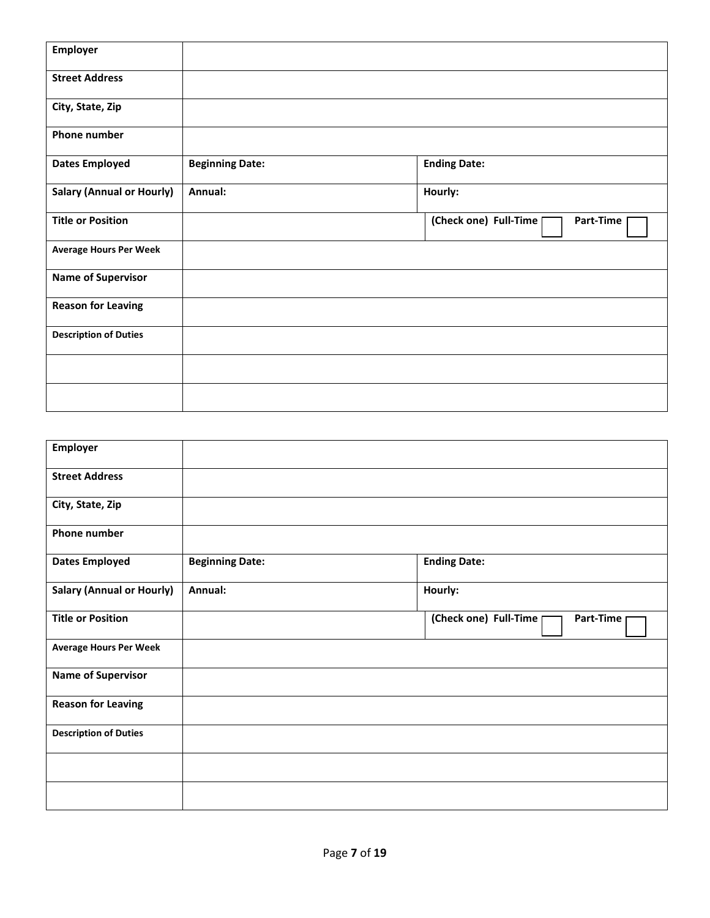| Employer | | |
| --- | --- | --- |
| Street Address | | |
| City, State, Zip | | |
| Phone number | | |
| Dates Employed | Beginning Date: | Ending Date: |
| Salary (Annual or Hourly) | Annual: | Hourly: |
| Title or Position | | (Check one) Full-Time ☐ Part-Time ☐ |
| Average Hours Per Week | | |
| Name of Supervisor | | |
| Reason for Leaving | | |
| Description of Duties | | |
| | | |
| | | |

| Employer | | |
| --- | --- | --- |
| Street Address | | |
| City, State, Zip | | |
| Phone number | | |
| Dates Employed | Beginning Date: | Ending Date: |
| Salary (Annual or Hourly) | Annual: | Hourly: |
| Title or Position | | (Check one) Full-Time ☐ Part-Time ☐ |
| Average Hours Per Week | | |
| Name of Supervisor | | |
| Reason for Leaving | | |
| Description of Duties | | |
| | | |
| | | |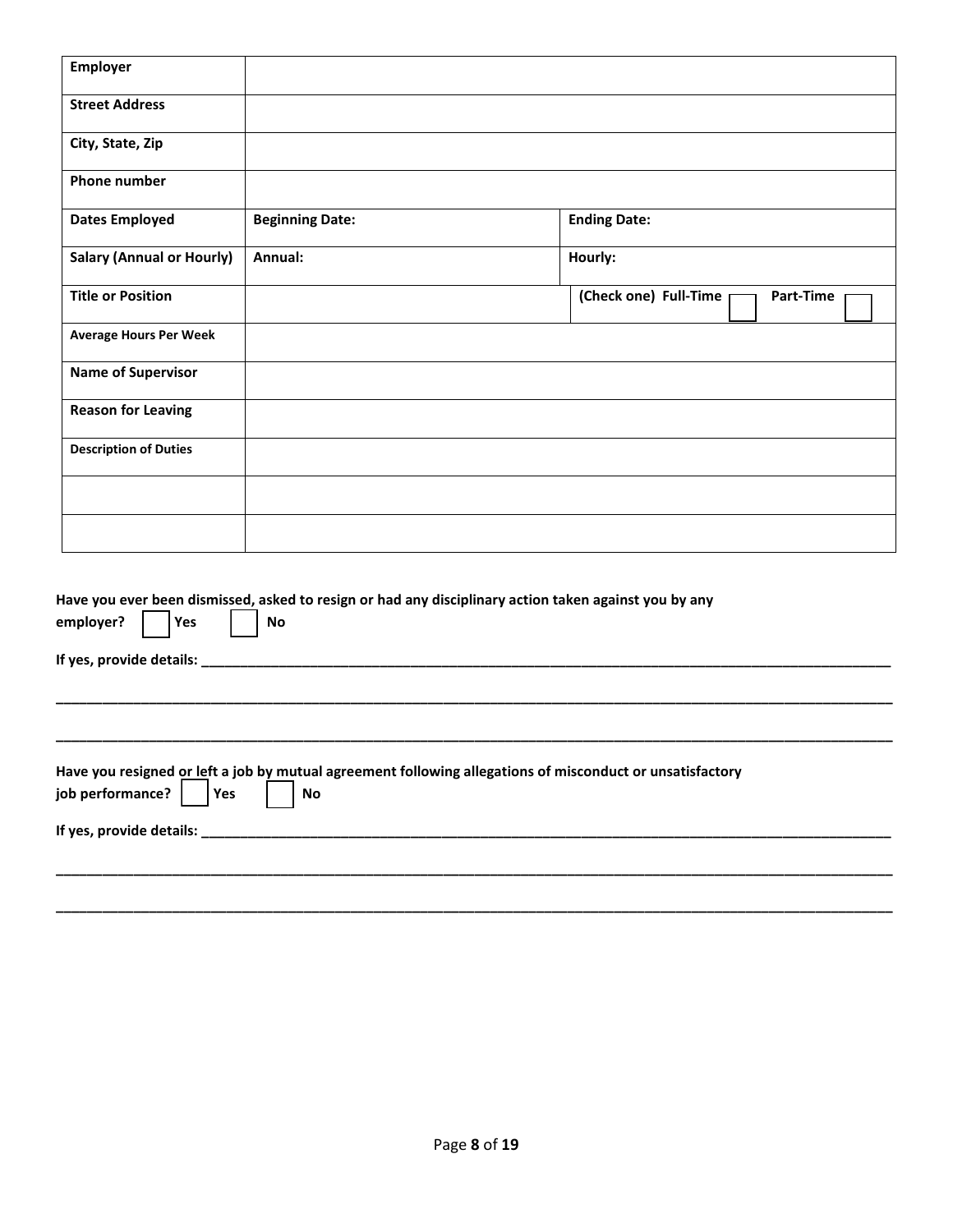| **Employer** | | |
|---|---|---|
| **Street Address** | | |
| **City, State, Zip** | | |
| **Phone number** | | |
| **Dates Employed** | **Beginning Date:** | **Ending Date:** |
| **Salary (Annual or Hourly)** | **Annual:** | **Hourly:** |
| **Title or Position** | | **(Check one) Full-Time** ☐ **Part-Time** ☐ |
| **Average Hours Per Week** | | |
| **Name of Supervisor** | | |
| **Reason for Leaving** | | |
| **Description of Duties** | | |
| | | |
| | | |

**Have you ever been dismissed, asked to resign or had any disciplinary action taken against you by any employer?** ☐ **Yes** ☐ **No**

**If yes, provide details:** ____________________________________________________________________________

____________________________________________________________________________________________________

____________________________________________________________________________________________________

**Have you resigned or left a job by mutual agreement following allegations of misconduct or unsatisfactory job performance?** ☐ **Yes** ☐ **No**

**If yes, provide details:** ____________________________________________________________________________

____________________________________________________________________________________________________

____________________________________________________________________________________________________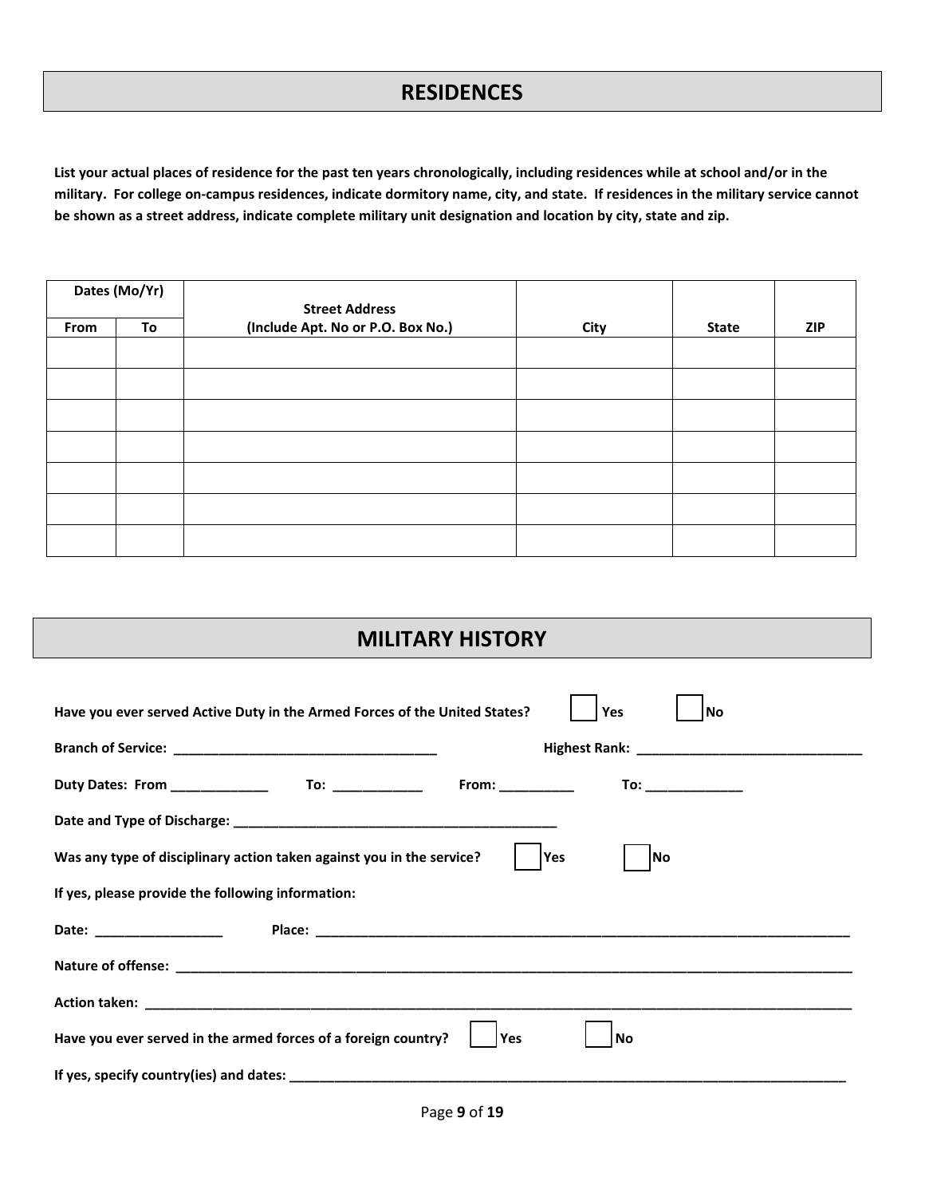## RESIDENCES

**List your actual places of residence for the past ten years chronologically, including residences while at school and/or in the military. For college on-campus residences, indicate dormitory name, city, and state. If residences in the military service cannot be shown as a street address, indicate complete military unit designation and location by city, state and zip.**

| Dates (Mo/Yr) | | Street Address (Include Apt. No or P.O. Box No.) | City | State | ZIP |
|---|---|---|---|---|---|
| **From** | **To** | | | | |
| | | | | | |
| | | | | | |
| | | | | | |
| | | | | | |
| | | | | | |
| | | | | | |
| | | | | | |

## MILITARY HISTORY

**Have you ever served Active Duty in the Armed Forces of the United States?** ☐ **Yes** ☐ **No**

**Branch of Service:** ___________________________________ **Highest Rank:** ______________________________

**Duty Dates: From** _____________ **To:** ____________ **From:** __________ **To:** _____________

**Date and Type of Discharge:** ____________________________________________

**Was any type of disciplinary action taken against you in the service?** ☐ **Yes** ☐ **No**

**If yes, please provide the following information:**

**Date:** _________________ **Place:** ___________________________________________________________________________

**Nature of offense:** ___________________________________________________________________________________________

**Action taken:** _______________________________________________________________________________________________

**Have you ever served in the armed forces of a foreign country?** ☐ **Yes** ☐ **No**

**If yes, specify country(ies) and dates:** ______________________________________________________________________________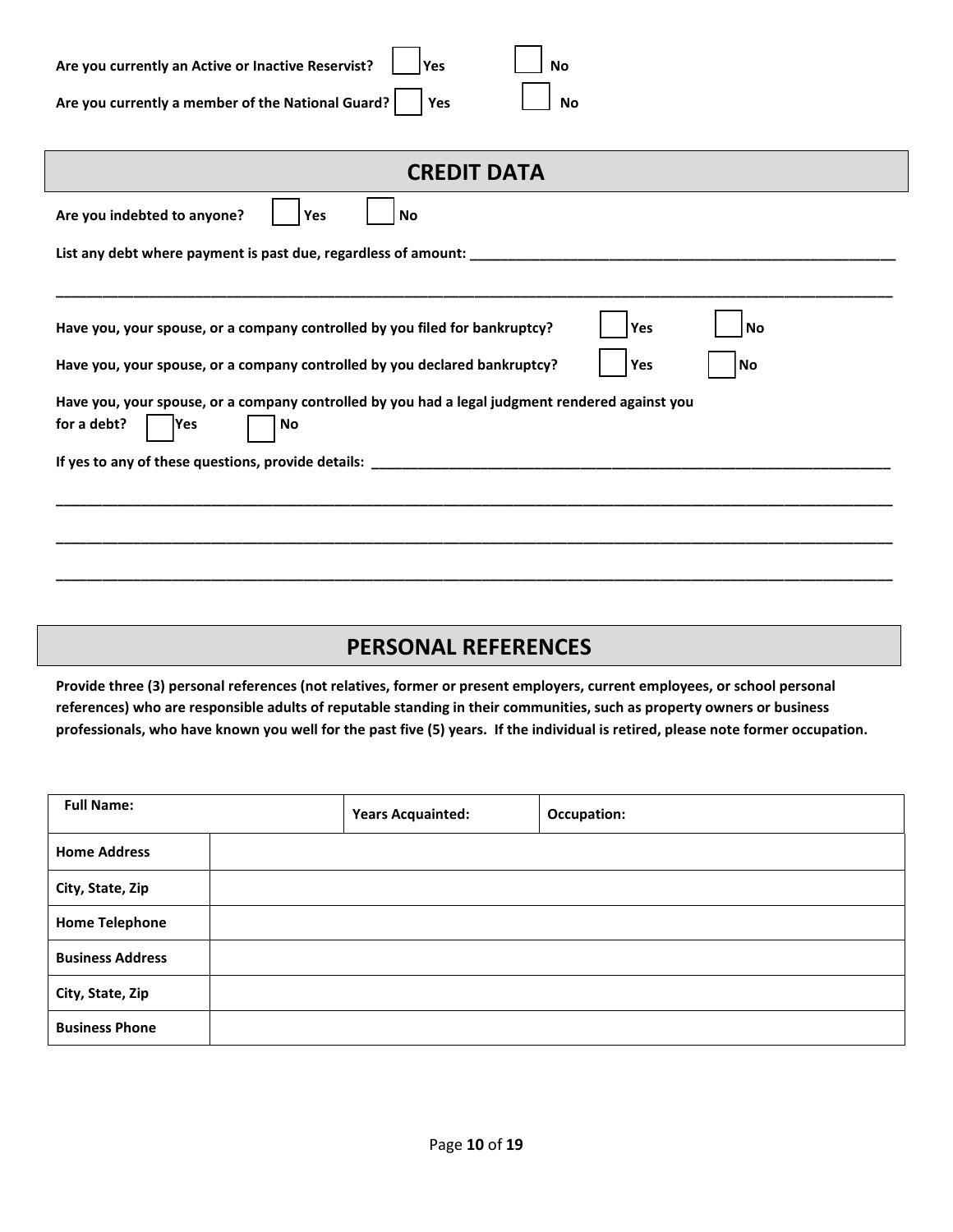Are you currently an Active or Inactive Reservist? ☐ Yes ☐ No

Are you currently a member of the National Guard? ☐ Yes ☐ No

## CREDIT DATA

Are you indebted to anyone? ☐ Yes ☐ No

List any debt where payment is past due, regardless of amount: ______________________________________________________

__________________________________________________________________________________________________________

Have you, your spouse, or a company controlled by you filed for bankruptcy? ☐ Yes ☐ No

Have you, your spouse, or a company controlled by you declared bankruptcy? ☐ Yes ☐ No

Have you, your spouse, or a company controlled by you had a legal judgment rendered against you for a debt? ☐ Yes ☐ No

If yes to any of these questions, provide details: ___________________________________________________________________

__________________________________________________________________________________________________________

__________________________________________________________________________________________________________

__________________________________________________________________________________________________________

## PERSONAL REFERENCES

**Provide three (3) personal references (not relatives, former or present employers, current employees, or school personal references) who are responsible adults of reputable standing in their communities, such as property owners or business professionals, who have known you well for the past five (5) years. If the individual is retired, please note former occupation.**

| Full Name: | | Years Acquainted: | Occupation: |
|---|---|---|---|
| Home Address | | | |
| City, State, Zip | | | |
| Home Telephone | | | |
| Business Address | | | |
| City, State, Zip | | | |
| Business Phone | | | |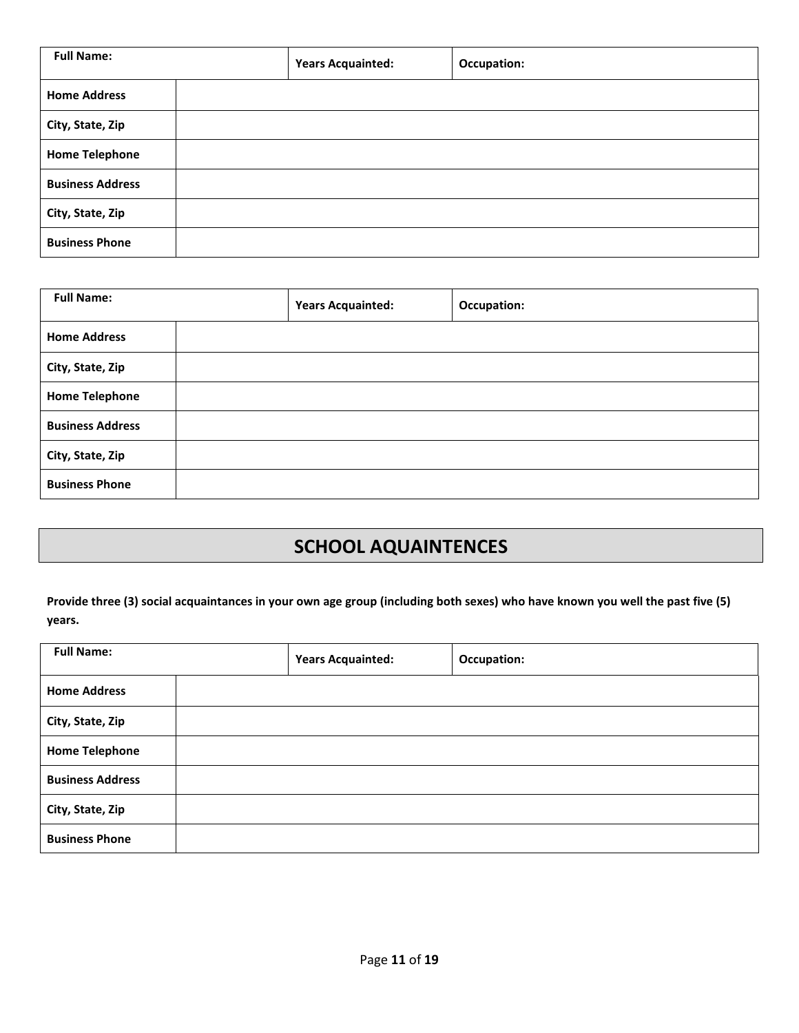| Full Name: | Years Acquainted: | Occupation: |
|---|---|---|
| **Home Address** | | |
| **City, State, Zip** | | |
| **Home Telephone** | | |
| **Business Address** | | |
| **City, State, Zip** | | |
| **Business Phone** | | |

| Full Name: | Years Acquainted: | Occupation: |
|---|---|---|
| **Home Address** | | |
| **City, State, Zip** | | |
| **Home Telephone** | | |
| **Business Address** | | |
| **City, State, Zip** | | |
| **Business Phone** | | |

## SCHOOL AQUAINTENCES

**Provide three (3) social acquaintances in your own age group (including both sexes) who have known you well the past five (5) years.**

| Full Name: | Years Acquainted: | Occupation: |
|---|---|---|
| **Home Address** | | |
| **City, State, Zip** | | |
| **Home Telephone** | | |
| **Business Address** | | |
| **City, State, Zip** | | |
| **Business Phone** | | |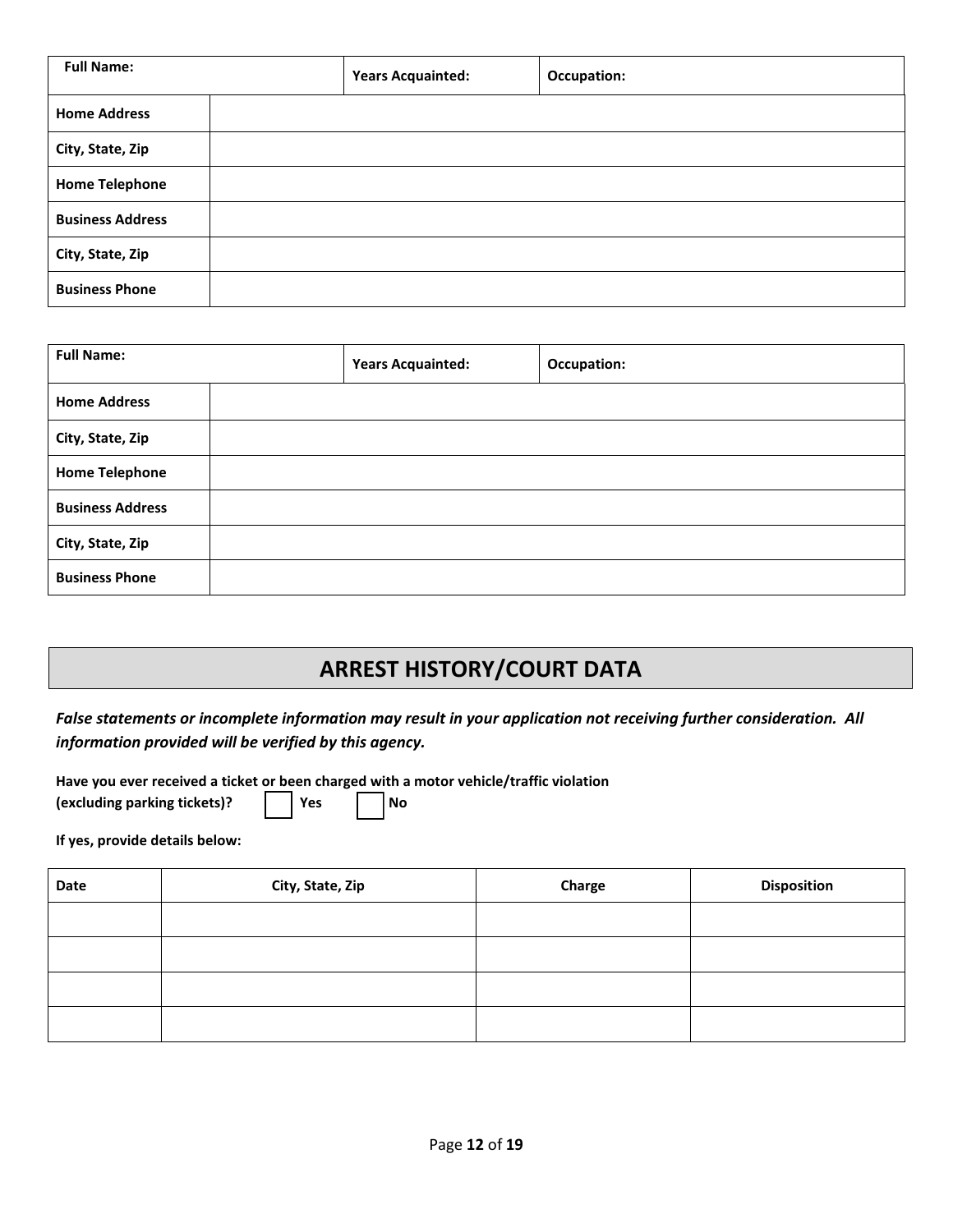| Full Name: | | Years Acquainted: | Occupation: |
|---|---|---|---|
| Home Address | | | |
| City, State, Zip | | | |
| Home Telephone | | | |
| Business Address | | | |
| City, State, Zip | | | |
| Business Phone | | | |

| Full Name: | | Years Acquainted: | Occupation: |
|---|---|---|---|
| Home Address | | | |
| City, State, Zip | | | |
| Home Telephone | | | |
| Business Address | | | |
| City, State, Zip | | | |
| Business Phone | | | |

## ARREST HISTORY/COURT DATA

***False statements or incomplete information may result in your application not receiving further consideration. All information provided will be verified by this agency.***

**Have you ever received a ticket or been charged with a motor vehicle/traffic violation (excluding parking tickets)?** ☐ **Yes** ☐ **No**

**If yes, provide details below:**

| Date | City, State, Zip | Charge | Disposition |
|---|---|---|---|
| | | | |
| | | | |
| | | | |
| | | | |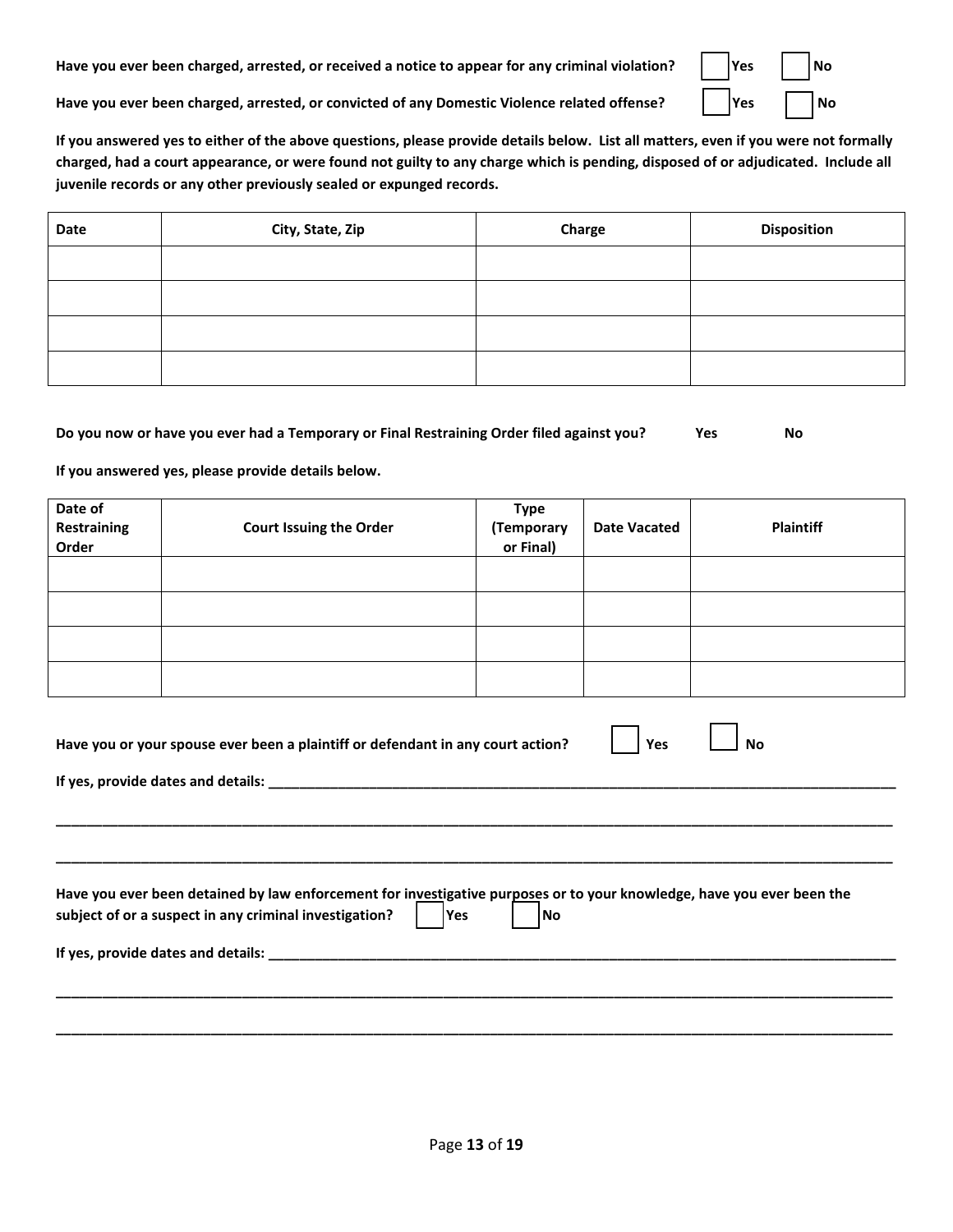**Have you ever been charged, arrested, or received a notice to appear for any criminal violation?** ☐ **Yes** ☐ **No**

**Have you ever been charged, arrested, or convicted of any Domestic Violence related offense?** ☐ **Yes** ☐ **No**

**If you answered yes to either of the above questions, please provide details below. List all matters, even if you were not formally charged, had a court appearance, or were found not guilty to any charge which is pending, disposed of or adjudicated. Include all juvenile records or any other previously sealed or expunged records.**

| Date | City, State, Zip | Charge | Disposition |
|---|---|---|---|
| | | | |
| | | | |
| | | | |
| | | | |

**Do you now or have you ever had a Temporary or Final Restraining Order filed against you?** **Yes** **No**

**If you answered yes, please provide details below.**

| Date of Restraining Order | Court Issuing the Order | Type (Temporary or Final) | Date Vacated | Plaintiff |
|---|---|---|---|---|
| | | | | |
| | | | | |
| | | | | |
| | | | | |

**Have you or your spouse ever been a plaintiff or defendant in any court action?** ☐ **Yes** ☐ **No**

**If yes, provide dates and details:** ______________________________________________________________________

______________________________________________________________________________________________

______________________________________________________________________________________________

**Have you ever been detained by law enforcement for investigative purposes or to your knowledge, have you ever been the subject of or a suspect in any criminal investigation?** ☐ **Yes** ☐ **No**

**If yes, provide dates and details:** ______________________________________________________________________

______________________________________________________________________________________________

______________________________________________________________________________________________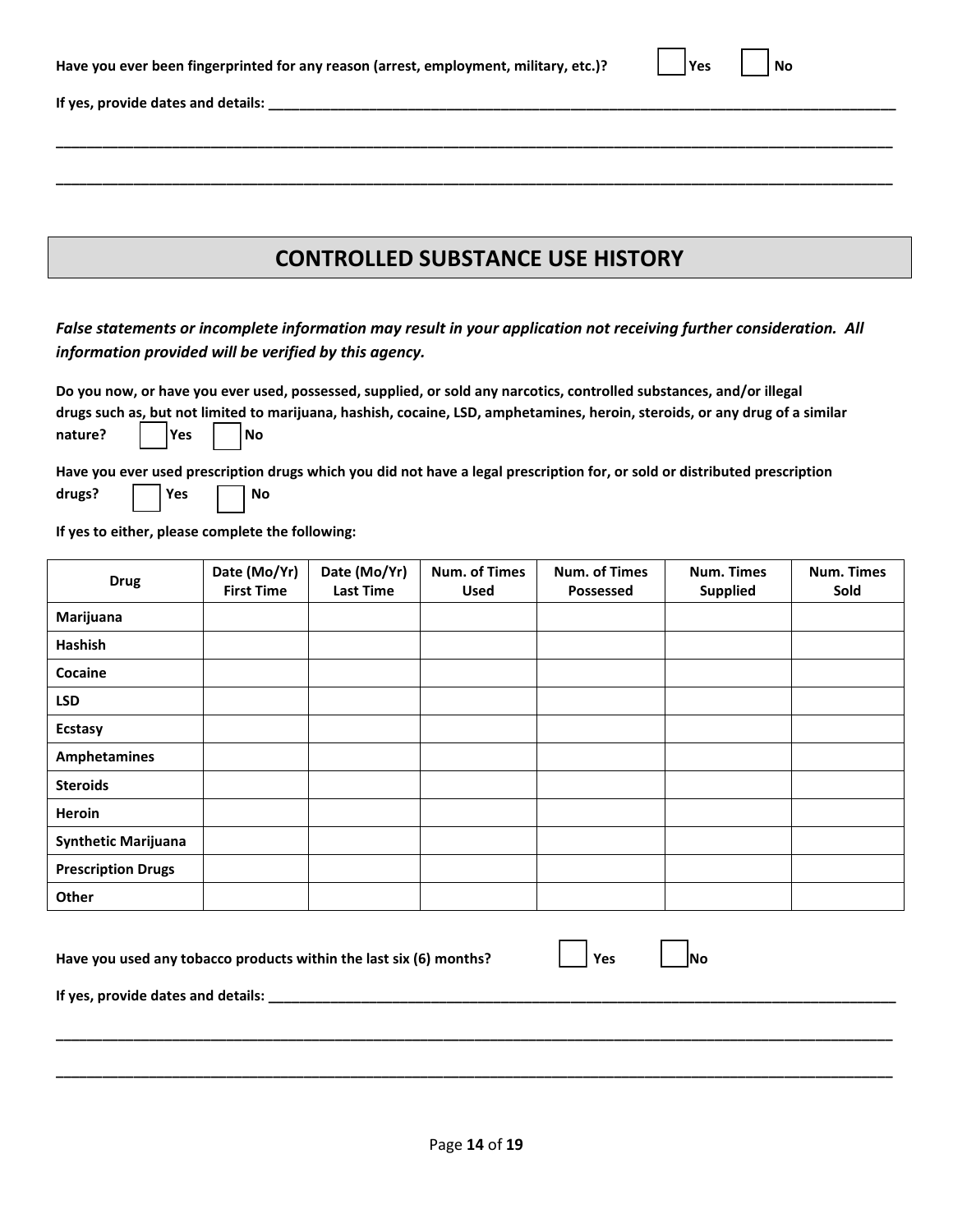**Have you ever been fingerprinted for any reason (arrest, employment, military, etc.)?** ☐ **Yes** ☐ **No**

**If yes, provide dates and details:** ____________________________________________________________________________

________________________________________________________________________________________________

________________________________________________________________________________________________

## CONTROLLED SUBSTANCE USE HISTORY

***False statements or incomplete information may result in your application not receiving further consideration. All information provided will be verified by this agency.***

**Do you now, or have you ever used, possessed, supplied, or sold any narcotics, controlled substances, and/or illegal drugs such as, but not limited to marijuana, hashish, cocaine, LSD, amphetamines, heroin, steroids, or any drug of a similar nature?** ☐ **Yes** ☐ **No**

**Have you ever used prescription drugs which you did not have a legal prescription for, or sold or distributed prescription drugs?** ☐ **Yes** ☐ **No**

**If yes to either, please complete the following:**

| Drug | Date (Mo/Yr) First Time | Date (Mo/Yr) Last Time | Num. of Times Used | Num. of Times Possessed | Num. Times Supplied | Num. Times Sold |
|---|---|---|---|---|---|---|
| **Marijuana** | | | | | | |
| **Hashish** | | | | | | |
| **Cocaine** | | | | | | |
| **LSD** | | | | | | |
| **Ecstasy** | | | | | | |
| **Amphetamines** | | | | | | |
| **Steroids** | | | | | | |
| **Heroin** | | | | | | |
| **Synthetic Marijuana** | | | | | | |
| **Prescription Drugs** | | | | | | |
| **Other** | | | | | | |

**Have you used any tobacco products within the last six (6) months?** ☐ **Yes** ☐ **No**

**If yes, provide dates and details:** ____________________________________________________________________________

________________________________________________________________________________________________

________________________________________________________________________________________________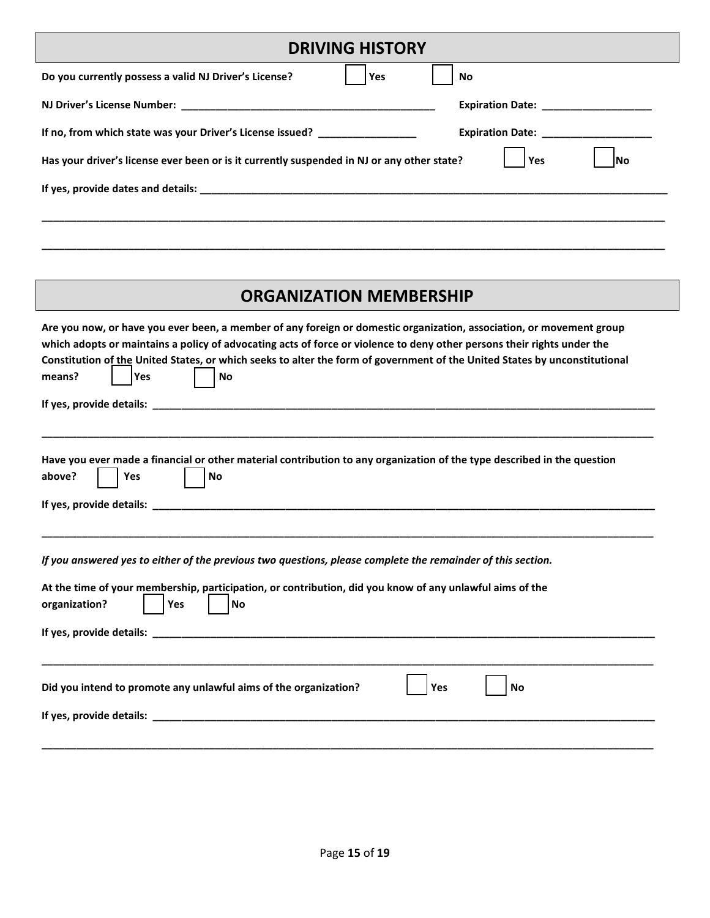## DRIVING HISTORY

**Do you currently possess a valid NJ Driver's License?** ☐ Yes ☐ No

**NJ Driver's License Number:** ____________________________________________ **Expiration Date:** ___________________

**If no, from which state was your Driver's License issued?** _________________ **Expiration Date:** ___________________

**Has your driver's license ever been or is it currently suspended in NJ or any other state?** ☐ Yes ☐ No

**If yes, provide dates and details:** ________________________________________________________________________________

_____________________________________________________________________________________________________________

_____________________________________________________________________________________________________________

## ORGANIZATION MEMBERSHIP

**Are you now, or have you ever been, a member of any foreign or domestic organization, association, or movement group which adopts or maintains a policy of advocating acts of force or violence to deny other persons their rights under the Constitution of the United States, or which seeks to alter the form of government of the United States by unconstitutional means?** ☐ Yes ☐ No

**If yes, provide details:** ___________________________________________________________________________________________

_____________________________________________________________________________________________________________

**Have you ever made a financial or other material contribution to any organization of the type described in the question above?** ☐ Yes ☐ No

**If yes, provide details:** ___________________________________________________________________________________________

_____________________________________________________________________________________________________________

***If you answered yes to either of the previous two questions, please complete the remainder of this section.***

**At the time of your membership, participation, or contribution, did you know of any unlawful aims of the organization?** ☐ Yes ☐ No

**If yes, provide details:** ___________________________________________________________________________________________

_____________________________________________________________________________________________________________

**Did you intend to promote any unlawful aims of the organization?** ☐ Yes ☐ No

**If yes, provide details:** ___________________________________________________________________________________________

_____________________________________________________________________________________________________________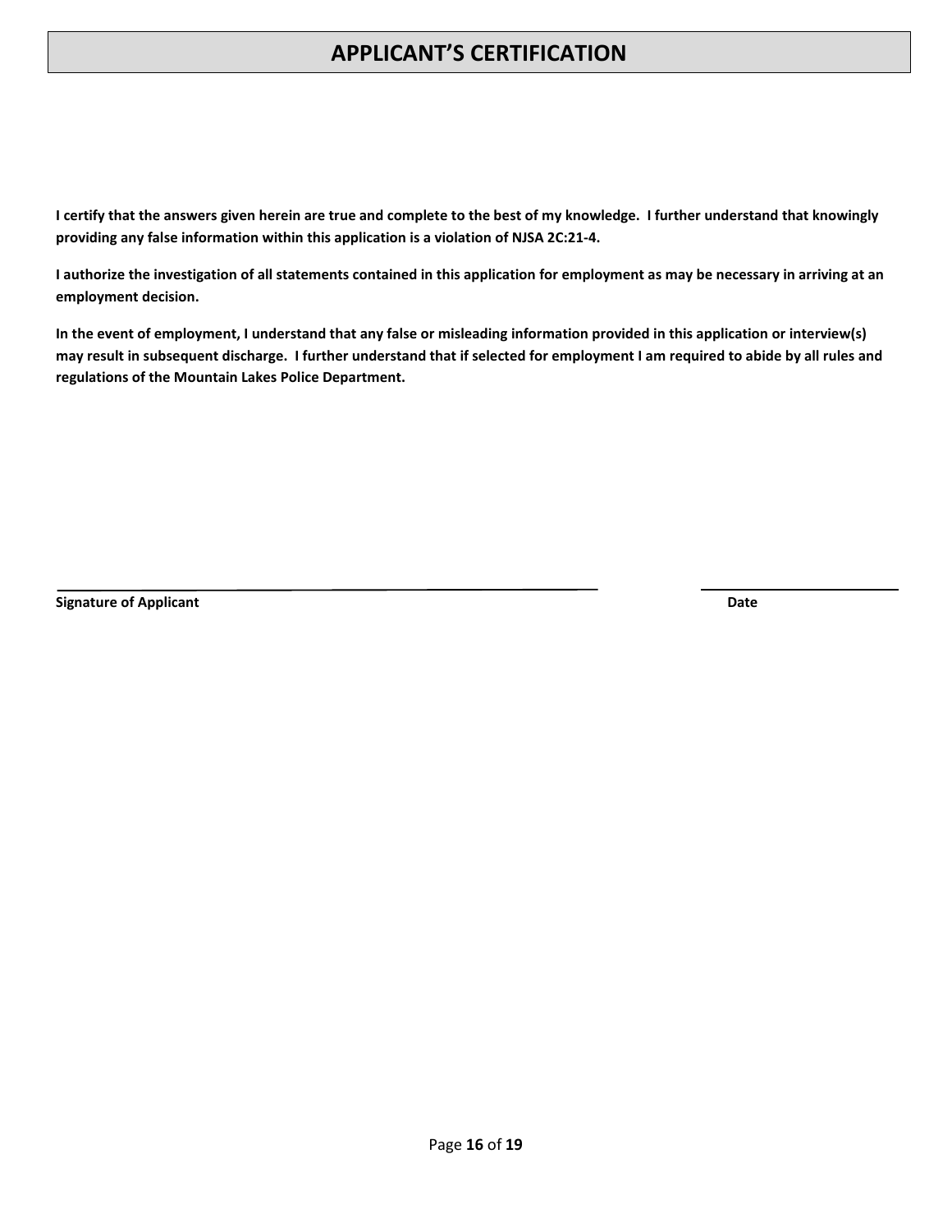# APPLICANT'S CERTIFICATION

**I certify that the answers given herein are true and complete to the best of my knowledge. I further understand that knowingly providing any false information within this application is a violation of NJSA 2C:21-4.**

**I authorize the investigation of all statements contained in this application for employment as may be necessary in arriving at an employment decision.**

**In the event of employment, I understand that any false or misleading information provided in this application or interview(s) may result in subsequent discharge. I further understand that if selected for employment I am required to abide by all rules and regulations of the Mountain Lakes Police Department.**

\_\_\_\_\_\_\_\_\_\_\_\_\_\_\_\_\_\_\_\_\_\_\_\_\_\_\_\_\_\_\_\_\_\_\_\_\_\_\_\_ &nbsp;&nbsp;&nbsp;&nbsp; \_\_\_\_\_\_\_\_\_\_\_\_\_\_\_\_\_\_\_\_

**Signature of Applicant** &nbsp;&nbsp;&nbsp;&nbsp; **Date**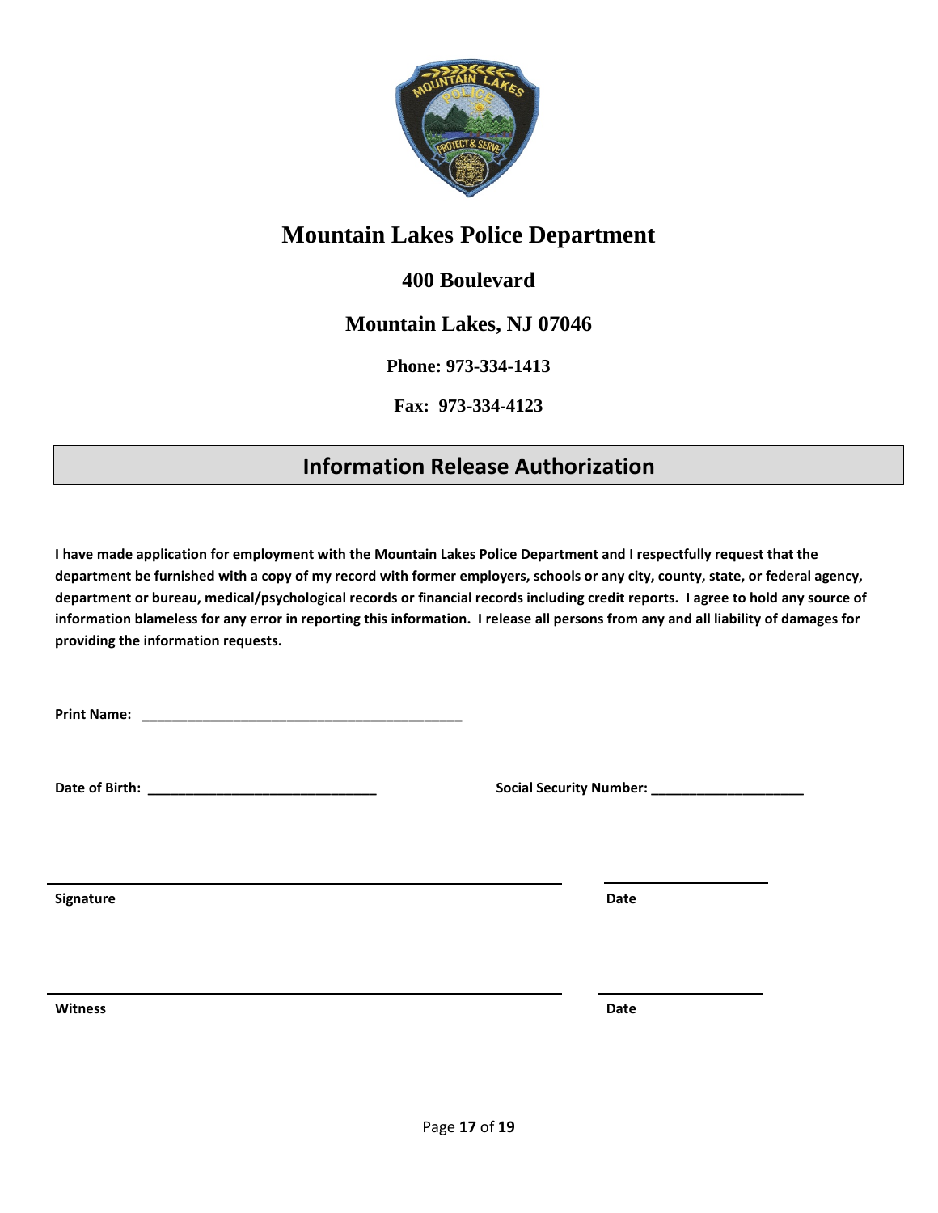# Mountain Lakes Police Department

## 400 Boulevard

## Mountain Lakes, NJ 07046

**Phone: 973-334-1413**

**Fax: 973-334-4123**

## Information Release Authorization

**I have made application for employment with the Mountain Lakes Police Department and I respectfully request that the department be furnished with a copy of my record with former employers, schools or any city, county, state, or federal agency, department or bureau, medical/psychological records or financial records including credit reports. I agree to hold any source of information blameless for any error in reporting this information. I release all persons from any and all liability of damages for providing the information requests.**

**Print Name:** ___________________________________________

**Date of Birth:** ______________________________ **Social Security Number:** ____________________

______________________________________________________________ ____________________

**Signature** **Date**

______________________________________________________________ ____________________

**Witness** **Date**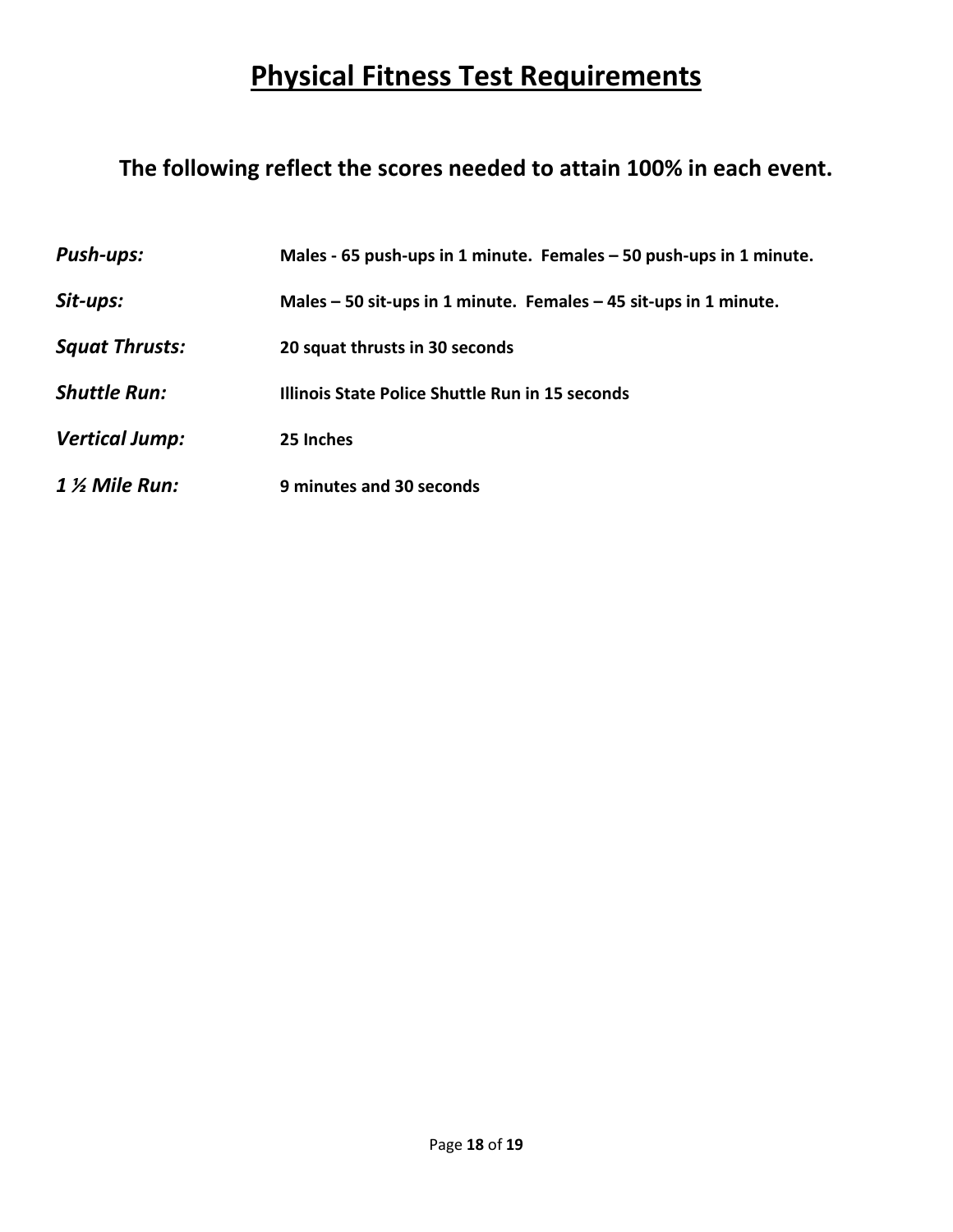# Physical Fitness Test Requirements

## The following reflect the scores needed to attain 100% in each event.

***Push-ups:*** **Males - 65 push-ups in 1 minute. Females – 50 push-ups in 1 minute.**

***Sit-ups:*** **Males – 50 sit-ups in 1 minute. Females – 45 sit-ups in 1 minute.**

***Squat Thrusts:*** **20 squat thrusts in 30 seconds**

***Shuttle Run:*** **Illinois State Police Shuttle Run in 15 seconds**

***Vertical Jump:*** **25 Inches**

***1 ½ Mile Run:*** **9 minutes and 30 seconds**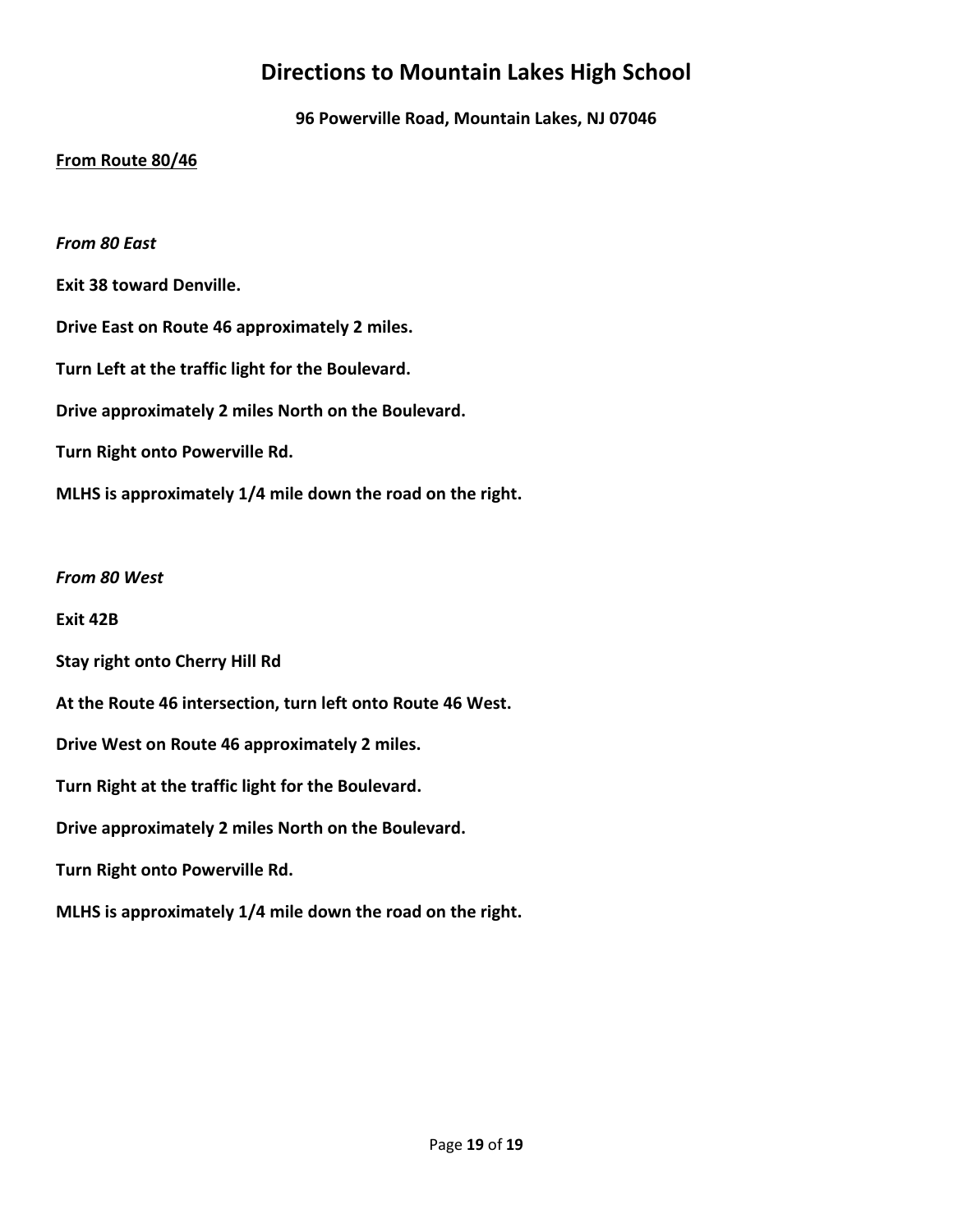# Directions to Mountain Lakes High School

**96 Powerville Road, Mountain Lakes, NJ 07046**

**From Route 80/46**

*From 80 East*

**Exit 38 toward Denville.**

**Drive East on Route 46 approximately 2 miles.**

**Turn Left at the traffic light for the Boulevard.**

**Drive approximately 2 miles North on the Boulevard.**

**Turn Right onto Powerville Rd.**

**MLHS is approximately 1/4 mile down the road on the right.**

*From 80 West*

**Exit 42B**

**Stay right onto Cherry Hill Rd**

**At the Route 46 intersection, turn left onto Route 46 West.**

**Drive West on Route 46 approximately 2 miles.**

**Turn Right at the traffic light for the Boulevard.**

**Drive approximately 2 miles North on the Boulevard.**

**Turn Right onto Powerville Rd.**

**MLHS is approximately 1/4 mile down the road on the right.**